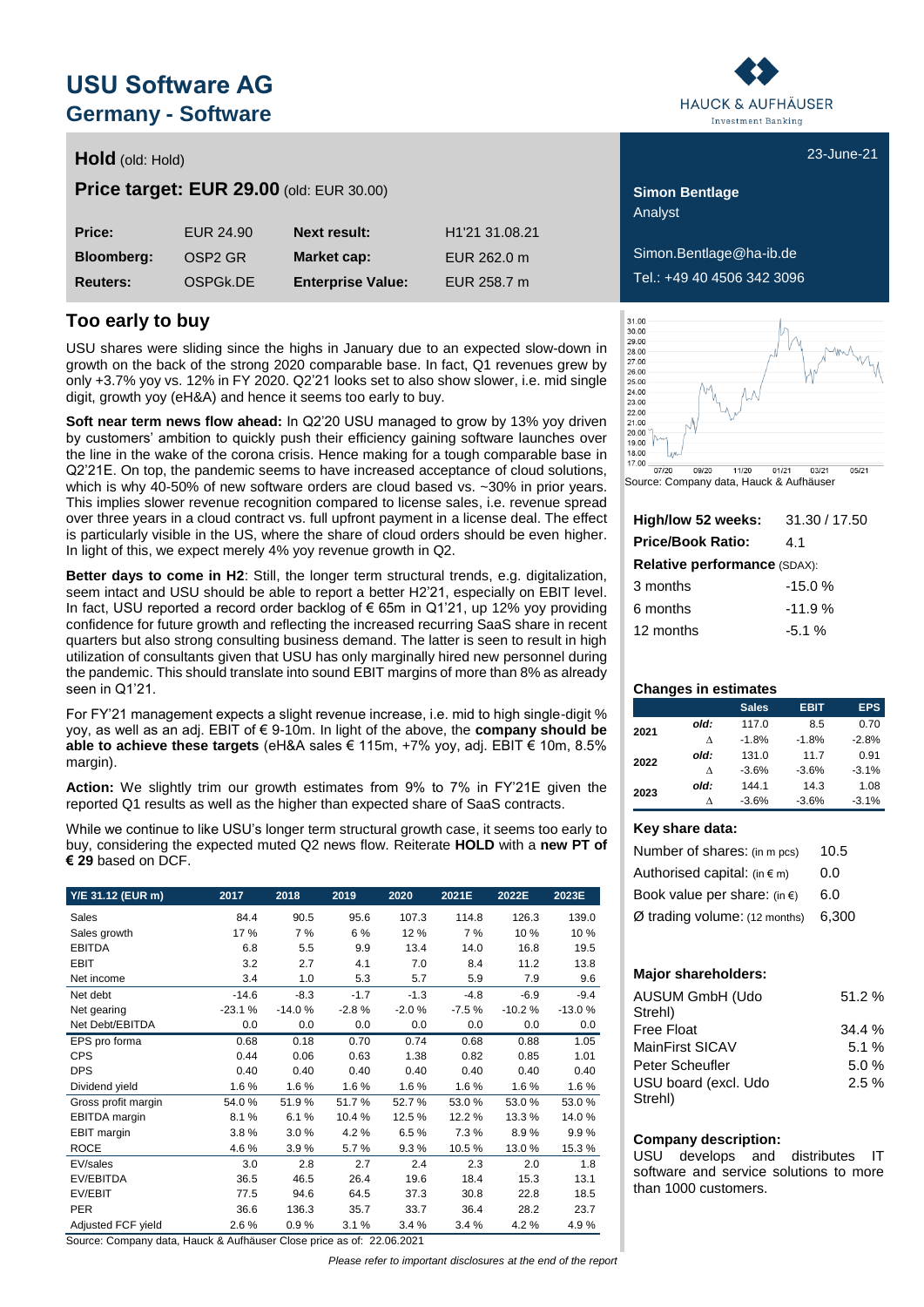# USU Software AG

## Germany - Software

**Hold** (old: Hold)

**Price target: EUR 29.00** (old: EUR 30.00)

23-June-21

| | | | |
|---|---|---|---|
| **Price:** | EUR 24.90 | **Next result:** | H1'21 31.08.21 |
| **Bloomberg:** | OSP2 GR | **Market cap:** | EUR 262.0 m |
| **Reuters:** | OSPGk.DE | **Enterprise Value:** | EUR 258.7 m |

**Simon Bentlage**
Analyst

Simon.Bentlage@ha-ib.de
Tel.: +49 40 4506 342 3096

## Too early to buy

USU shares were sliding since the highs in January due to an expected slow-down in growth on the back of the strong 2020 comparable base. In fact, Q1 revenues grew by only +3.7% yoy vs. 12% in FY 2020. Q2'21 looks set to also show slower, i.e. mid single digit, growth yoy (eH&A) and hence it seems too early to buy.

**Soft near term news flow ahead:** In Q2'20 USU managed to grow by 13% yoy driven by customers' ambition to quickly push their efficiency gaining software launches over the line in the wake of the corona crisis. Hence making for a tough comparable base in Q2'21E. On top, the pandemic seems to have increased acceptance of cloud solutions, which is why 40-50% of new software orders are cloud based vs. ~30% in prior years. This implies slower revenue recognition compared to license sales, i.e. revenue spread over three years in a cloud contract vs. full upfront payment in a license deal. The effect is particularly visible in the US, where the share of cloud orders should be even higher. In light of this, we expect merely 4% yoy revenue growth in Q2.

**Better days to come in H2**: Still, the longer term structural trends, e.g. digitalization, seem intact and USU should be able to report a better H2'21, especially on EBIT level. In fact, USU reported a record order backlog of € 65m in Q1'21, up 12% yoy providing confidence for future growth and reflecting the increased recurring SaaS share in recent quarters but also strong consulting business demand. The latter is seen to result in high utilization of consultants given that USU has only marginally hired new personnel during the pandemic. This should translate into sound EBIT margins of more than 8% as already seen in Q1'21.

For FY'21 management expects a slight revenue increase, i.e. mid to high single-digit % yoy, as well as an adj. EBIT of € 9-10m. In light of the above, the **company should be able to achieve these targets** (eH&A sales € 115m, +7% yoy, adj. EBIT € 10m, 8.5% margin).

**Action:** We slightly trim our growth estimates from 9% to 7% in FY'21E given the reported Q1 results as well as the higher than expected share of SaaS contracts.

While we continue to like USU's longer term structural growth case, it seems too early to buy, considering the expected muted Q2 news flow. Reiterate **HOLD** with a **new PT of € 29** based on DCF.

| Y/E 31.12 (EUR m) | 2017 | 2018 | 2019 | 2020 | 2021E | 2022E | 2023E |
|---|---|---|---|---|---|---|---|
| Sales | 84.4 | 90.5 | 95.6 | 107.3 | 114.8 | 126.3 | 139.0 |
| Sales growth | 17 % | 7 % | 6 % | 12 % | 7 % | 10 % | 10 % |
| EBITDA | 6.8 | 5.5 | 9.9 | 13.4 | 14.0 | 16.8 | 19.5 |
| EBIT | 3.2 | 2.7 | 4.1 | 7.0 | 8.4 | 11.2 | 13.8 |
| Net income | 3.4 | 1.0 | 5.3 | 5.7 | 5.9 | 7.9 | 9.6 |
| Net debt | -14.6 | -8.3 | -1.7 | -1.3 | -4.8 | -6.9 | -9.4 |
| Net gearing | -23.1 % | -14.0 % | -2.8 % | -2.0 % | -7.5 % | -10.2 % | -13.0 % |
| Net Debt/EBITDA | 0.0 | 0.0 | 0.0 | 0.0 | 0.0 | 0.0 | 0.0 |
| EPS pro forma | 0.68 | 0.18 | 0.70 | 0.74 | 0.68 | 0.88 | 1.05 |
| CPS | 0.44 | 0.06 | 0.63 | 1.38 | 0.82 | 0.85 | 1.01 |
| DPS | 0.40 | 0.40 | 0.40 | 0.40 | 0.40 | 0.40 | 0.40 |
| Dividend yield | 1.6 % | 1.6 % | 1.6 % | 1.6 % | 1.6 % | 1.6 % | 1.6 % |
| Gross profit margin | 54.0 % | 51.9 % | 51.7 % | 52.7 % | 53.0 % | 53.0 % | 53.0 % |
| EBITDA margin | 8.1 % | 6.1 % | 10.4 % | 12.5 % | 12.2 % | 13.3 % | 14.0 % |
| EBIT margin | 3.8 % | 3.0 % | 4.2 % | 6.5 % | 7.3 % | 8.9 % | 9.9 % |
| ROCE | 4.6 % | 3.9 % | 5.7 % | 9.3 % | 10.5 % | 13.0 % | 15.3 % |
| EV/sales | 3.0 | 2.8 | 2.7 | 2.4 | 2.3 | 2.0 | 1.8 |
| EV/EBITDA | 36.5 | 46.5 | 26.4 | 19.6 | 18.4 | 15.3 | 13.1 |
| EV/EBIT | 77.5 | 94.6 | 64.5 | 37.3 | 30.8 | 22.8 | 18.5 |
| PER | 36.6 | 136.3 | 35.7 | 33.7 | 36.4 | 28.2 | 23.7 |
| Adjusted FCF yield | 2.6 % | 0.9 % | 3.1 % | 3.4 % | 3.4 % | 4.2 % | 4.9 % |

Source: Company data, Hauck & Aufhäuser Close price as of: 22.06.2021

Source: Company data, Hauck & Aufhäuser

| | |
|---|---|
| **High/low 52 weeks:** | 31.30 / 17.50 |
| **Price/Book Ratio:** | 4.1 |
| **Relative performance** (SDAX): | |
| 3 months | -15.0 % |
| 6 months | -11.9 % |
| 12 months | -5.1 % |

**Changes in estimates**

| | | Sales | EBIT | EPS |
|---|---|---|---|---|
| **2021** | *old:* | 117.0 | 8.5 | 0.70 |
| | Δ | -1.8% | -1.8% | -2.8% |
| **2022** | *old:* | 131.0 | 11.7 | 0.91 |
| | Δ | -3.6% | -3.6% | -3.1% |
| **2023** | *old:* | 144.1 | 14.3 | 1.08 |
| | Δ | -3.6% | -3.6% | -3.1% |

**Key share data:**

| | |
|---|---|
| Number of shares: (in m pcs) | 10.5 |
| Authorised capital: (in € m) | 0.0 |
| Book value per share: (in €) | 6.0 |
| Ø trading volume: (12 months) | 6,300 |

**Major shareholders:**

| | |
|---|---|
| AUSUM GmbH (Udo Strehl) | 51.2 % |
| Free Float | 34.4 % |
| MainFirst SICAV | 5.1 % |
| Peter Scheufler | 5.0 % |
| USU board (excl. Udo Strehl) | 2.5 % |

**Company description:**

USU develops and distributes IT software and service solutions to more than 1000 customers.

*Please refer to important disclosures at the end of the report*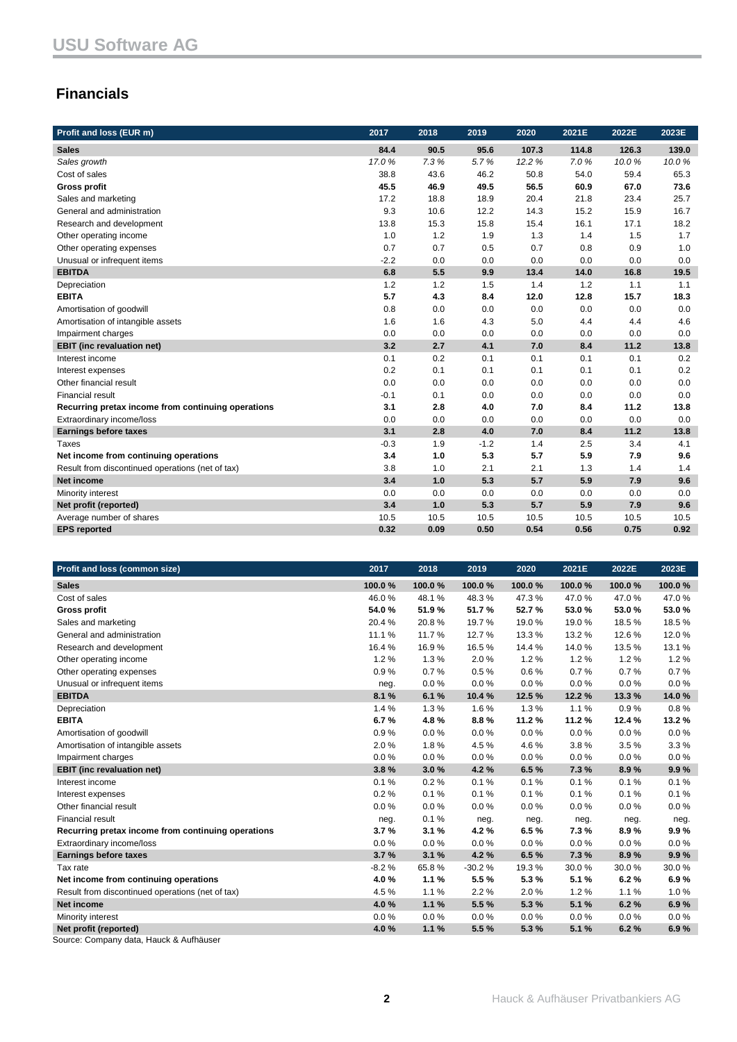## Financials

| Profit and loss (EUR m) | 2017 | 2018 | 2019 | 2020 | 2021E | 2022E | 2023E |
|---|---|---|---|---|---|---|---|
| **Sales** | **84.4** | **90.5** | **95.6** | **107.3** | **114.8** | **126.3** | **139.0** |
| *Sales growth* | *17.0 %* | *7.3 %* | *5.7 %* | *12.2 %* | *7.0 %* | *10.0 %* | *10.0 %* |
| Cost of sales | 38.8 | 43.6 | 46.2 | 50.8 | 54.0 | 59.4 | 65.3 |
| **Gross profit** | **45.5** | **46.9** | **49.5** | **56.5** | **60.9** | **67.0** | **73.6** |
| Sales and marketing | 17.2 | 18.8 | 18.9 | 20.4 | 21.8 | 23.4 | 25.7 |
| General and administration | 9.3 | 10.6 | 12.2 | 14.3 | 15.2 | 15.9 | 16.7 |
| Research and development | 13.8 | 15.3 | 15.8 | 15.4 | 16.1 | 17.1 | 18.2 |
| Other operating income | 1.0 | 1.2 | 1.9 | 1.3 | 1.4 | 1.5 | 1.7 |
| Other operating expenses | 0.7 | 0.7 | 0.5 | 0.7 | 0.8 | 0.9 | 1.0 |
| Unusual or infrequent items | -2.2 | 0.0 | 0.0 | 0.0 | 0.0 | 0.0 | 0.0 |
| **EBITDA** | **6.8** | **5.5** | **9.9** | **13.4** | **14.0** | **16.8** | **19.5** |
| Depreciation | 1.2 | 1.2 | 1.5 | 1.4 | 1.2 | 1.1 | 1.1 |
| **EBITA** | **5.7** | **4.3** | **8.4** | **12.0** | **12.8** | **15.7** | **18.3** |
| Amortisation of goodwill | 0.8 | 0.0 | 0.0 | 0.0 | 0.0 | 0.0 | 0.0 |
| Amortisation of intangible assets | 1.6 | 1.6 | 4.3 | 5.0 | 4.4 | 4.4 | 4.6 |
| Impairment charges | 0.0 | 0.0 | 0.0 | 0.0 | 0.0 | 0.0 | 0.0 |
| **EBIT (inc revaluation net)** | **3.2** | **2.7** | **4.1** | **7.0** | **8.4** | **11.2** | **13.8** |
| Interest income | 0.1 | 0.2 | 0.1 | 0.1 | 0.1 | 0.1 | 0.2 |
| Interest expenses | 0.2 | 0.1 | 0.1 | 0.1 | 0.1 | 0.1 | 0.2 |
| Other financial result | 0.0 | 0.0 | 0.0 | 0.0 | 0.0 | 0.0 | 0.0 |
| Financial result | -0.1 | 0.1 | 0.0 | 0.0 | 0.0 | 0.0 | 0.0 |
| **Recurring pretax income from continuing operations** | **3.1** | **2.8** | **4.0** | **7.0** | **8.4** | **11.2** | **13.8** |
| Extraordinary income/loss | 0.0 | 0.0 | 0.0 | 0.0 | 0.0 | 0.0 | 0.0 |
| **Earnings before taxes** | **3.1** | **2.8** | **4.0** | **7.0** | **8.4** | **11.2** | **13.8** |
| Taxes | -0.3 | 1.9 | -1.2 | 1.4 | 2.5 | 3.4 | 4.1 |
| **Net income from continuing operations** | **3.4** | **1.0** | **5.3** | **5.7** | **5.9** | **7.9** | **9.6** |
| Result from discontinued operations (net of tax) | 3.8 | 1.0 | 2.1 | 2.1 | 1.3 | 1.4 | 1.4 |
| **Net income** | **3.4** | **1.0** | **5.3** | **5.7** | **5.9** | **7.9** | **9.6** |
| Minority interest | 0.0 | 0.0 | 0.0 | 0.0 | 0.0 | 0.0 | 0.0 |
| **Net profit (reported)** | **3.4** | **1.0** | **5.3** | **5.7** | **5.9** | **7.9** | **9.6** |
| Average number of shares | 10.5 | 10.5 | 10.5 | 10.5 | 10.5 | 10.5 | 10.5 |
| **EPS reported** | **0.32** | **0.09** | **0.50** | **0.54** | **0.56** | **0.75** | **0.92** |

| Profit and loss (common size) | 2017 | 2018 | 2019 | 2020 | 2021E | 2022E | 2023E |
|---|---|---|---|---|---|---|---|
| **Sales** | **100.0 %** | **100.0 %** | **100.0 %** | **100.0 %** | **100.0 %** | **100.0 %** | **100.0 %** |
| Cost of sales | 46.0 % | 48.1 % | 48.3 % | 47.3 % | 47.0 % | 47.0 % | 47.0 % |
| **Gross profit** | **54.0 %** | **51.9 %** | **51.7 %** | **52.7 %** | **53.0 %** | **53.0 %** | **53.0 %** |
| Sales and marketing | 20.4 % | 20.8 % | 19.7 % | 19.0 % | 19.0 % | 18.5 % | 18.5 % |
| General and administration | 11.1 % | 11.7 % | 12.7 % | 13.3 % | 13.2 % | 12.6 % | 12.0 % |
| Research and development | 16.4 % | 16.9 % | 16.5 % | 14.4 % | 14.0 % | 13.5 % | 13.1 % |
| Other operating income | 1.2 % | 1.3 % | 2.0 % | 1.2 % | 1.2 % | 1.2 % | 1.2 % |
| Other operating expenses | 0.9 % | 0.7 % | 0.5 % | 0.6 % | 0.7 % | 0.7 % | 0.7 % |
| Unusual or infrequent items | neg. | 0.0 % | 0.0 % | 0.0 % | 0.0 % | 0.0 % | 0.0 % |
| **EBITDA** | **8.1 %** | **6.1 %** | **10.4 %** | **12.5 %** | **12.2 %** | **13.3 %** | **14.0 %** |
| Depreciation | 1.4 % | 1.3 % | 1.6 % | 1.3 % | 1.1 % | 0.9 % | 0.8 % |
| **EBITA** | **6.7 %** | **4.8 %** | **8.8 %** | **11.2 %** | **11.2 %** | **12.4 %** | **13.2 %** |
| Amortisation of goodwill | 0.9 % | 0.0 % | 0.0 % | 0.0 % | 0.0 % | 0.0 % | 0.0 % |
| Amortisation of intangible assets | 2.0 % | 1.8 % | 4.5 % | 4.6 % | 3.8 % | 3.5 % | 3.3 % |
| Impairment charges | 0.0 % | 0.0 % | 0.0 % | 0.0 % | 0.0 % | 0.0 % | 0.0 % |
| **EBIT (inc revaluation net)** | **3.8 %** | **3.0 %** | **4.2 %** | **6.5 %** | **7.3 %** | **8.9 %** | **9.9 %** |
| Interest income | 0.1 % | 0.2 % | 0.1 % | 0.1 % | 0.1 % | 0.1 % | 0.1 % |
| Interest expenses | 0.2 % | 0.1 % | 0.1 % | 0.1 % | 0.1 % | 0.1 % | 0.1 % |
| Other financial result | 0.0 % | 0.0 % | 0.0 % | 0.0 % | 0.0 % | 0.0 % | 0.0 % |
| Financial result | neg. | 0.1 % | neg. | neg. | neg. | neg. | neg. |
| **Recurring pretax income from continuing operations** | **3.7 %** | **3.1 %** | **4.2 %** | **6.5 %** | **7.3 %** | **8.9 %** | **9.9 %** |
| Extraordinary income/loss | 0.0 % | 0.0 % | 0.0 % | 0.0 % | 0.0 % | 0.0 % | 0.0 % |
| **Earnings before taxes** | **3.7 %** | **3.1 %** | **4.2 %** | **6.5 %** | **7.3 %** | **8.9 %** | **9.9 %** |
| Tax rate | -8.2 % | 65.8 % | -30.2 % | 19.3 % | 30.0 % | 30.0 % | 30.0 % |
| **Net income from continuing operations** | **4.0 %** | **1.1 %** | **5.5 %** | **5.3 %** | **5.1 %** | **6.2 %** | **6.9 %** |
| Result from discontinued operations (net of tax) | 4.5 % | 1.1 % | 2.2 % | 2.0 % | 1.2 % | 1.1 % | 1.0 % |
| **Net income** | **4.0 %** | **1.1 %** | **5.5 %** | **5.3 %** | **5.1 %** | **6.2 %** | **6.9 %** |
| Minority interest | 0.0 % | 0.0 % | 0.0 % | 0.0 % | 0.0 % | 0.0 % | 0.0 % |
| **Net profit (reported)** | **4.0 %** | **1.1 %** | **5.5 %** | **5.3 %** | **5.1 %** | **6.2 %** | **6.9 %** |

Source: Company data, Hauck & Aufhäuser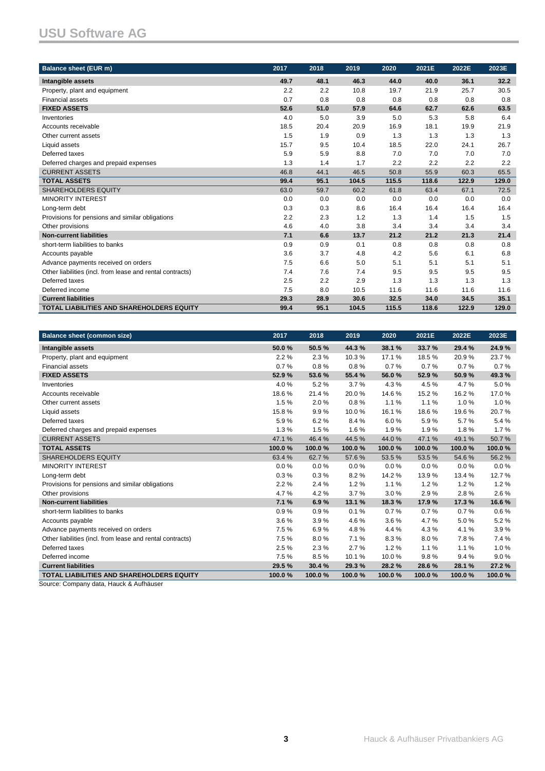# USU Software AG

| Balance sheet (EUR m) | 2017 | 2018 | 2019 | 2020 | 2021E | 2022E | 2023E |
|---|---|---|---|---|---|---|---|
| **Intangible assets** | **49.7** | **48.1** | **46.3** | **44.0** | **40.0** | **36.1** | **32.2** |
| Property, plant and equipment | 2.2 | 2.2 | 10.8 | 19.7 | 21.9 | 25.7 | 30.5 |
| Financial assets | 0.7 | 0.8 | 0.8 | 0.8 | 0.8 | 0.8 | 0.8 |
| **FIXED ASSETS** | **52.6** | **51.0** | **57.9** | **64.6** | **62.7** | **62.6** | **63.5** |
| Inventories | 4.0 | 5.0 | 3.9 | 5.0 | 5.3 | 5.8 | 6.4 |
| Accounts receivable | 18.5 | 20.4 | 20.9 | 16.9 | 18.1 | 19.9 | 21.9 |
| Other current assets | 1.5 | 1.9 | 0.9 | 1.3 | 1.3 | 1.3 | 1.3 |
| Liquid assets | 15.7 | 9.5 | 10.4 | 18.5 | 22.0 | 24.1 | 26.7 |
| Deferred taxes | 5.9 | 5.9 | 8.8 | 7.0 | 7.0 | 7.0 | 7.0 |
| Deferred charges and prepaid expenses | 1.3 | 1.4 | 1.7 | 2.2 | 2.2 | 2.2 | 2.2 |
| CURRENT ASSETS | 46.8 | 44.1 | 46.5 | 50.8 | 55.9 | 60.3 | 65.5 |
| **TOTAL ASSETS** | **99.4** | **95.1** | **104.5** | **115.5** | **118.6** | **122.9** | **129.0** |
| SHAREHOLDERS EQUITY | 63.0 | 59.7 | 60.2 | 61.8 | 63.4 | 67.1 | 72.5 |
| MINORITY INTEREST | 0.0 | 0.0 | 0.0 | 0.0 | 0.0 | 0.0 | 0.0 |
| Long-term debt | 0.3 | 0.3 | 8.6 | 16.4 | 16.4 | 16.4 | 16.4 |
| Provisions for pensions and similar obligations | 2.2 | 2.3 | 1.2 | 1.3 | 1.4 | 1.5 | 1.5 |
| Other provisions | 4.6 | 4.0 | 3.8 | 3.4 | 3.4 | 3.4 | 3.4 |
| **Non-current liabilities** | **7.1** | **6.6** | **13.7** | **21.2** | **21.2** | **21.3** | **21.4** |
| short-term liabilities to banks | 0.9 | 0.9 | 0.1 | 0.8 | 0.8 | 0.8 | 0.8 |
| Accounts payable | 3.6 | 3.7 | 4.8 | 4.2 | 5.6 | 6.1 | 6.8 |
| Advance payments received on orders | 7.5 | 6.6 | 5.0 | 5.1 | 5.1 | 5.1 | 5.1 |
| Other liabilities (incl. from lease and rental contracts) | 7.4 | 7.6 | 7.4 | 9.5 | 9.5 | 9.5 | 9.5 |
| Deferred taxes | 2.5 | 2.2 | 2.9 | 1.3 | 1.3 | 1.3 | 1.3 |
| Deferred income | 7.5 | 8.0 | 10.5 | 11.6 | 11.6 | 11.6 | 11.6 |
| **Current liabilities** | **29.3** | **28.9** | **30.6** | **32.5** | **34.0** | **34.5** | **35.1** |
| **TOTAL LIABILITIES AND SHAREHOLDERS EQUITY** | **99.4** | **95.1** | **104.5** | **115.5** | **118.6** | **122.9** | **129.0** |

| Balance sheet (common size) | 2017 | 2018 | 2019 | 2020 | 2021E | 2022E | 2023E |
|---|---|---|---|---|---|---|---|
| **Intangible assets** | **50.0 %** | **50.5 %** | **44.3 %** | **38.1 %** | **33.7 %** | **29.4 %** | **24.9 %** |
| Property, plant and equipment | 2.2 % | 2.3 % | 10.3 % | 17.1 % | 18.5 % | 20.9 % | 23.7 % |
| Financial assets | 0.7 % | 0.8 % | 0.8 % | 0.7 % | 0.7 % | 0.7 % | 0.7 % |
| **FIXED ASSETS** | **52.9 %** | **53.6 %** | **55.4 %** | **56.0 %** | **52.9 %** | **50.9 %** | **49.3 %** |
| Inventories | 4.0 % | 5.2 % | 3.7 % | 4.3 % | 4.5 % | 4.7 % | 5.0 % |
| Accounts receivable | 18.6 % | 21.4 % | 20.0 % | 14.6 % | 15.2 % | 16.2 % | 17.0 % |
| Other current assets | 1.5 % | 2.0 % | 0.8 % | 1.1 % | 1.1 % | 1.0 % | 1.0 % |
| Liquid assets | 15.8 % | 9.9 % | 10.0 % | 16.1 % | 18.6 % | 19.6 % | 20.7 % |
| Deferred taxes | 5.9 % | 6.2 % | 8.4 % | 6.0 % | 5.9 % | 5.7 % | 5.4 % |
| Deferred charges and prepaid expenses | 1.3 % | 1.5 % | 1.6 % | 1.9 % | 1.9 % | 1.8 % | 1.7 % |
| CURRENT ASSETS | 47.1 % | 46.4 % | 44.5 % | 44.0 % | 47.1 % | 49.1 % | 50.7 % |
| **TOTAL ASSETS** | **100.0 %** | **100.0 %** | **100.0 %** | **100.0 %** | **100.0 %** | **100.0 %** | **100.0 %** |
| SHAREHOLDERS EQUITY | 63.4 % | 62.7 % | 57.6 % | 53.5 % | 53.5 % | 54.6 % | 56.2 % |
| MINORITY INTEREST | 0.0 % | 0.0 % | 0.0 % | 0.0 % | 0.0 % | 0.0 % | 0.0 % |
| Long-term debt | 0.3 % | 0.3 % | 8.2 % | 14.2 % | 13.9 % | 13.4 % | 12.7 % |
| Provisions for pensions and similar obligations | 2.2 % | 2.4 % | 1.2 % | 1.1 % | 1.2 % | 1.2 % | 1.2 % |
| Other provisions | 4.7 % | 4.2 % | 3.7 % | 3.0 % | 2.9 % | 2.8 % | 2.6 % |
| **Non-current liabilities** | **7.1 %** | **6.9 %** | **13.1 %** | **18.3 %** | **17.9 %** | **17.3 %** | **16.6 %** |
| short-term liabilities to banks | 0.9 % | 0.9 % | 0.1 % | 0.7 % | 0.7 % | 0.7 % | 0.6 % |
| Accounts payable | 3.6 % | 3.9 % | 4.6 % | 3.6 % | 4.7 % | 5.0 % | 5.2 % |
| Advance payments received on orders | 7.5 % | 6.9 % | 4.8 % | 4.4 % | 4.3 % | 4.1 % | 3.9 % |
| Other liabilities (incl. from lease and rental contracts) | 7.5 % | 8.0 % | 7.1 % | 8.3 % | 8.0 % | 7.8 % | 7.4 % |
| Deferred taxes | 2.5 % | 2.3 % | 2.7 % | 1.2 % | 1.1 % | 1.1 % | 1.0 % |
| Deferred income | 7.5 % | 8.5 % | 10.1 % | 10.0 % | 9.8 % | 9.4 % | 9.0 % |
| **Current liabilities** | **29.5 %** | **30.4 %** | **29.3 %** | **28.2 %** | **28.6 %** | **28.1 %** | **27.2 %** |
| **TOTAL LIABILITIES AND SHAREHOLDERS EQUITY** | **100.0 %** | **100.0 %** | **100.0 %** | **100.0 %** | **100.0 %** | **100.0 %** | **100.0 %** |

Source: Company data, Hauck & Aufhäuser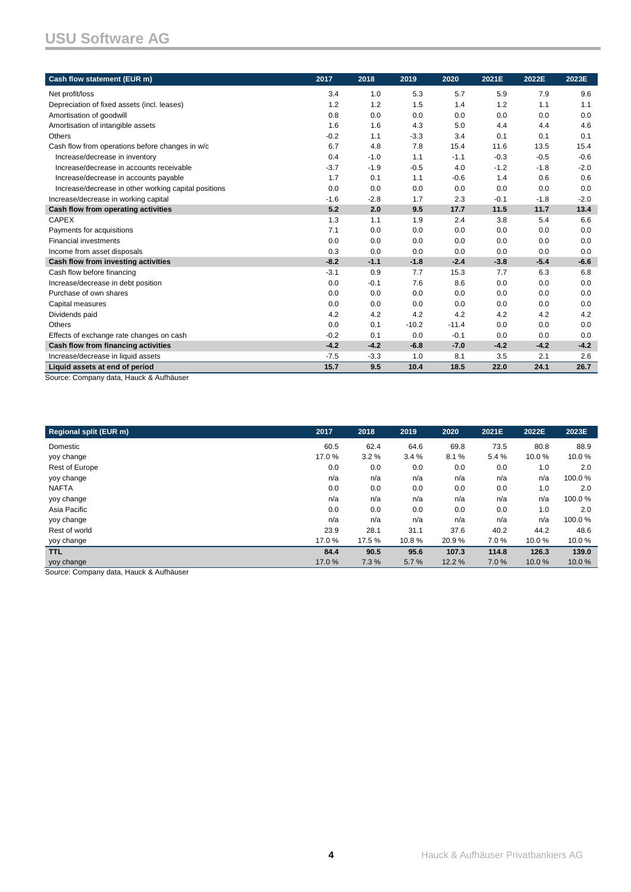| Cash flow statement (EUR m) | 2017 | 2018 | 2019 | 2020 | 2021E | 2022E | 2023E |
|---|---|---|---|---|---|---|---|
| Net profit/loss | 3.4 | 1.0 | 5.3 | 5.7 | 5.9 | 7.9 | 9.6 |
| Depreciation of fixed assets (incl. leases) | 1.2 | 1.2 | 1.5 | 1.4 | 1.2 | 1.1 | 1.1 |
| Amortisation of goodwill | 0.8 | 0.0 | 0.0 | 0.0 | 0.0 | 0.0 | 0.0 |
| Amortisation of intangible assets | 1.6 | 1.6 | 4.3 | 5.0 | 4.4 | 4.4 | 4.6 |
| Others | -0.2 | 1.1 | -3.3 | 3.4 | 0.1 | 0.1 | 0.1 |
| Cash flow from operations before changes in w/c | 6.7 | 4.8 | 7.8 | 15.4 | 11.6 | 13.5 | 15.4 |
| Increase/decrease in inventory | 0.4 | -1.0 | 1.1 | -1.1 | -0.3 | -0.5 | -0.6 |
| Increase/decrease in accounts receivable | -3.7 | -1.9 | -0.5 | 4.0 | -1.2 | -1.8 | -2.0 |
| Increase/decrease in accounts payable | 1.7 | 0.1 | 1.1 | -0.6 | 1.4 | 0.6 | 0.6 |
| Increase/decrease in other working capital positions | 0.0 | 0.0 | 0.0 | 0.0 | 0.0 | 0.0 | 0.0 |
| Increase/decrease in working capital | -1.6 | -2.8 | 1.7 | 2.3 | -0.1 | -1.8 | -2.0 |
| **Cash flow from operating activities** | **5.2** | **2.0** | **9.5** | **17.7** | **11.5** | **11.7** | **13.4** |
| CAPEX | 1.3 | 1.1 | 1.9 | 2.4 | 3.8 | 5.4 | 6.6 |
| Payments for acquisitions | 7.1 | 0.0 | 0.0 | 0.0 | 0.0 | 0.0 | 0.0 |
| Financial investments | 0.0 | 0.0 | 0.0 | 0.0 | 0.0 | 0.0 | 0.0 |
| Income from asset disposals | 0.3 | 0.0 | 0.0 | 0.0 | 0.0 | 0.0 | 0.0 |
| **Cash flow from investing activities** | **-8.2** | **-1.1** | **-1.8** | **-2.4** | **-3.8** | **-5.4** | **-6.6** |
| Cash flow before financing | -3.1 | 0.9 | 7.7 | 15.3 | 7.7 | 6.3 | 6.8 |
| Increase/decrease in debt position | 0.0 | -0.1 | 7.6 | 8.6 | 0.0 | 0.0 | 0.0 |
| Purchase of own shares | 0.0 | 0.0 | 0.0 | 0.0 | 0.0 | 0.0 | 0.0 |
| Capital measures | 0.0 | 0.0 | 0.0 | 0.0 | 0.0 | 0.0 | 0.0 |
| Dividends paid | 4.2 | 4.2 | 4.2 | 4.2 | 4.2 | 4.2 | 4.2 |
| Others | 0.0 | 0.1 | -10.2 | -11.4 | 0.0 | 0.0 | 0.0 |
| Effects of exchange rate changes on cash | -0.2 | 0.1 | 0.0 | -0.1 | 0.0 | 0.0 | 0.0 |
| **Cash flow from financing activities** | **-4.2** | **-4.2** | **-6.8** | **-7.0** | **-4.2** | **-4.2** | **-4.2** |
| Increase/decrease in liquid assets | -7.5 | -3.3 | 1.0 | 8.1 | 3.5 | 2.1 | 2.6 |
| **Liquid assets at end of period** | **15.7** | **9.5** | **10.4** | **18.5** | **22.0** | **24.1** | **26.7** |

Source: Company data, Hauck & Aufhäuser

| Regional split (EUR m) | 2017 | 2018 | 2019 | 2020 | 2021E | 2022E | 2023E |
|---|---|---|---|---|---|---|---|
| Domestic | 60.5 | 62.4 | 64.6 | 69.8 | 73.5 | 80.8 | 88.9 |
| yoy change | 17.0 % | 3.2 % | 3.4 % | 8.1 % | 5.4 % | 10.0 % | 10.0 % |
| Rest of Europe | 0.0 | 0.0 | 0.0 | 0.0 | 0.0 | 1.0 | 2.0 |
| yoy change | n/a | n/a | n/a | n/a | n/a | n/a | 100.0 % |
| NAFTA | 0.0 | 0.0 | 0.0 | 0.0 | 0.0 | 1.0 | 2.0 |
| yoy change | n/a | n/a | n/a | n/a | n/a | n/a | 100.0 % |
| Asia Pacific | 0.0 | 0.0 | 0.0 | 0.0 | 0.0 | 1.0 | 2.0 |
| yoy change | n/a | n/a | n/a | n/a | n/a | n/a | 100.0 % |
| Rest of world | 23.9 | 28.1 | 31.1 | 37.6 | 40.2 | 44.2 | 48.6 |
| yoy change | 17.0 % | 17.5 % | 10.8 % | 20.9 % | 7.0 % | 10.0 % | 10.0 % |
| **TTL** | **84.4** | **90.5** | **95.6** | **107.3** | **114.8** | **126.3** | **139.0** |
| yoy change | 17.0 % | 7.3 % | 5.7 % | 12.2 % | 7.0 % | 10.0 % | 10.0 % |

Source: Company data, Hauck & Aufhäuser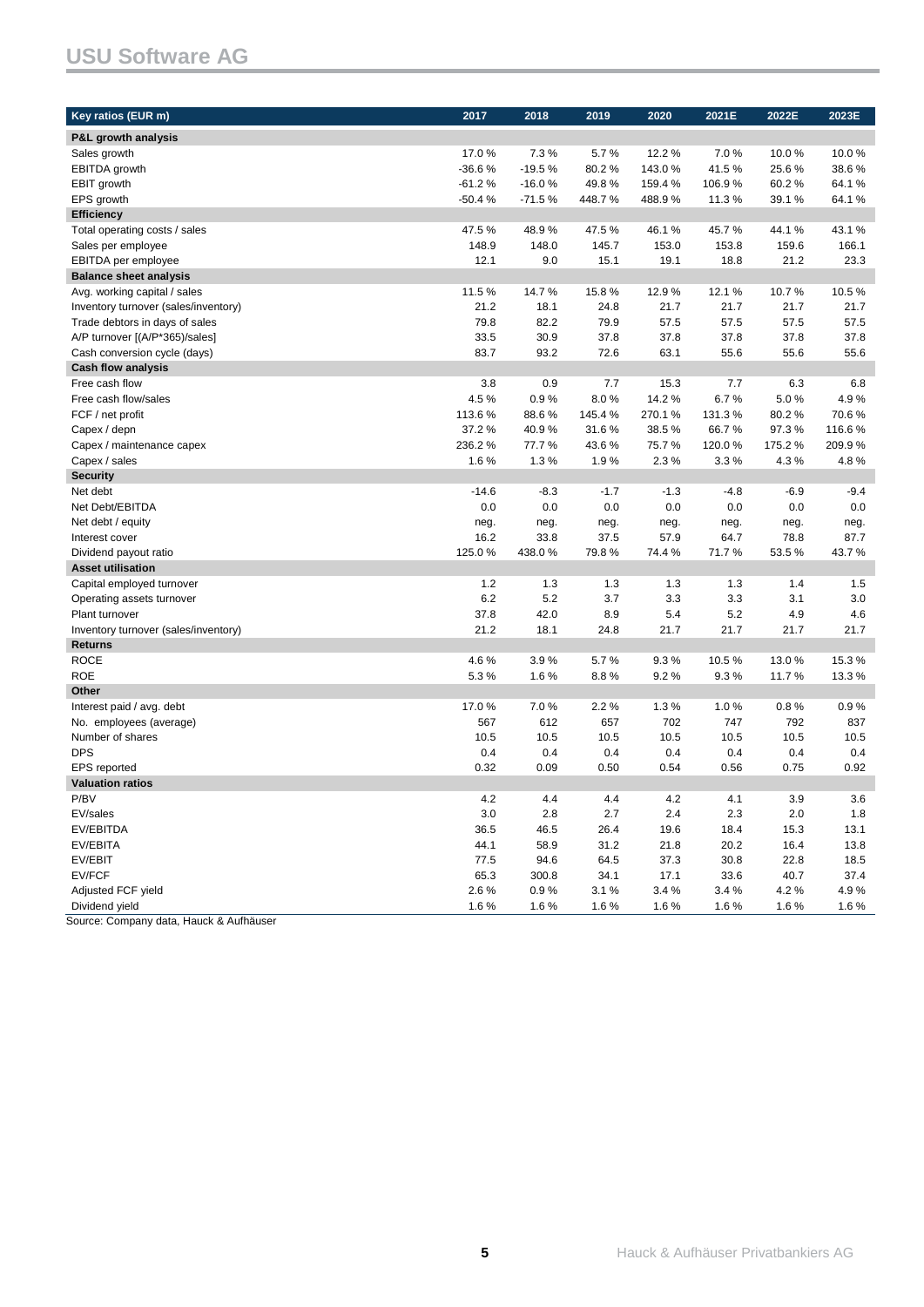# USU Software AG

| Key ratios (EUR m) | 2017 | 2018 | 2019 | 2020 | 2021E | 2022E | 2023E |
|---|---|---|---|---|---|---|---|
| **P&L growth analysis** | | | | | | | |
| Sales growth | 17.0 % | 7.3 % | 5.7 % | 12.2 % | 7.0 % | 10.0 % | 10.0 % |
| EBITDA growth | -36.6 % | -19.5 % | 80.2 % | 143.0 % | 41.5 % | 25.6 % | 38.6 % |
| EBIT growth | -61.2 % | -16.0 % | 49.8 % | 159.4 % | 106.9 % | 60.2 % | 64.1 % |
| EPS growth | -50.4 % | -71.5 % | 448.7 % | 488.9 % | 11.3 % | 39.1 % | 64.1 % |
| **Efficiency** | | | | | | | |
| Total operating costs / sales | 47.5 % | 48.9 % | 47.5 % | 46.1 % | 45.7 % | 44.1 % | 43.1 % |
| Sales per employee | 148.9 | 148.0 | 145.7 | 153.0 | 153.8 | 159.6 | 166.1 |
| EBITDA per employee | 12.1 | 9.0 | 15.1 | 19.1 | 18.8 | 21.2 | 23.3 |
| **Balance sheet analysis** | | | | | | | |
| Avg. working capital / sales | 11.5 % | 14.7 % | 15.8 % | 12.9 % | 12.1 % | 10.7 % | 10.5 % |
| Inventory turnover (sales/inventory) | 21.2 | 18.1 | 24.8 | 21.7 | 21.7 | 21.7 | 21.7 |
| Trade debtors in days of sales | 79.8 | 82.2 | 79.9 | 57.5 | 57.5 | 57.5 | 57.5 |
| A/P turnover [(A/P*365)/sales] | 33.5 | 30.9 | 37.8 | 37.8 | 37.8 | 37.8 | 37.8 |
| Cash conversion cycle (days) | 83.7 | 93.2 | 72.6 | 63.1 | 55.6 | 55.6 | 55.6 |
| **Cash flow analysis** | | | | | | | |
| Free cash flow | 3.8 | 0.9 | 7.7 | 15.3 | 7.7 | 6.3 | 6.8 |
| Free cash flow/sales | 4.5 % | 0.9 % | 8.0 % | 14.2 % | 6.7 % | 5.0 % | 4.9 % |
| FCF / net profit | 113.6 % | 88.6 % | 145.4 % | 270.1 % | 131.3 % | 80.2 % | 70.6 % |
| Capex / depn | 37.2 % | 40.9 % | 31.6 % | 38.5 % | 66.7 % | 97.3 % | 116.6 % |
| Capex / maintenance capex | 236.2 % | 77.7 % | 43.6 % | 75.7 % | 120.0 % | 175.2 % | 209.9 % |
| Capex / sales | 1.6 % | 1.3 % | 1.9 % | 2.3 % | 3.3 % | 4.3 % | 4.8 % |
| **Security** | | | | | | | |
| Net debt | -14.6 | -8.3 | -1.7 | -1.3 | -4.8 | -6.9 | -9.4 |
| Net Debt/EBITDA | 0.0 | 0.0 | 0.0 | 0.0 | 0.0 | 0.0 | 0.0 |
| Net debt / equity | neg. | neg. | neg. | neg. | neg. | neg. | neg. |
| Interest cover | 16.2 | 33.8 | 37.5 | 57.9 | 64.7 | 78.8 | 87.7 |
| Dividend payout ratio | 125.0 % | 438.0 % | 79.8 % | 74.4 % | 71.7 % | 53.5 % | 43.7 % |
| **Asset utilisation** | | | | | | | |
| Capital employed turnover | 1.2 | 1.3 | 1.3 | 1.3 | 1.3 | 1.4 | 1.5 |
| Operating assets turnover | 6.2 | 5.2 | 3.7 | 3.3 | 3.3 | 3.1 | 3.0 |
| Plant turnover | 37.8 | 42.0 | 8.9 | 5.4 | 5.2 | 4.9 | 4.6 |
| Inventory turnover (sales/inventory) | 21.2 | 18.1 | 24.8 | 21.7 | 21.7 | 21.7 | 21.7 |
| **Returns** | | | | | | | |
| ROCE | 4.6 % | 3.9 % | 5.7 % | 9.3 % | 10.5 % | 13.0 % | 15.3 % |
| ROE | 5.3 % | 1.6 % | 8.8 % | 9.2 % | 9.3 % | 11.7 % | 13.3 % |
| **Other** | | | | | | | |
| Interest paid / avg. debt | 17.0 % | 7.0 % | 2.2 % | 1.3 % | 1.0 % | 0.8 % | 0.9 % |
| No. employees (average) | 567 | 612 | 657 | 702 | 747 | 792 | 837 |
| Number of shares | 10.5 | 10.5 | 10.5 | 10.5 | 10.5 | 10.5 | 10.5 |
| DPS | 0.4 | 0.4 | 0.4 | 0.4 | 0.4 | 0.4 | 0.4 |
| EPS reported | 0.32 | 0.09 | 0.50 | 0.54 | 0.56 | 0.75 | 0.92 |
| **Valuation ratios** | | | | | | | |
| P/BV | 4.2 | 4.4 | 4.4 | 4.2 | 4.1 | 3.9 | 3.6 |
| EV/sales | 3.0 | 2.8 | 2.7 | 2.4 | 2.3 | 2.0 | 1.8 |
| EV/EBITDA | 36.5 | 46.5 | 26.4 | 19.6 | 18.4 | 15.3 | 13.1 |
| EV/EBITA | 44.1 | 58.9 | 31.2 | 21.8 | 20.2 | 16.4 | 13.8 |
| EV/EBIT | 77.5 | 94.6 | 64.5 | 37.3 | 30.8 | 22.8 | 18.5 |
| EV/FCF | 65.3 | 300.8 | 34.1 | 17.1 | 33.6 | 40.7 | 37.4 |
| Adjusted FCF yield | 2.6 % | 0.9 % | 3.1 % | 3.4 % | 3.4 % | 4.2 % | 4.9 % |
| Dividend yield | 1.6 % | 1.6 % | 1.6 % | 1.6 % | 1.6 % | 1.6 % | 1.6 % |

Source: Company data, Hauck & Aufhäuser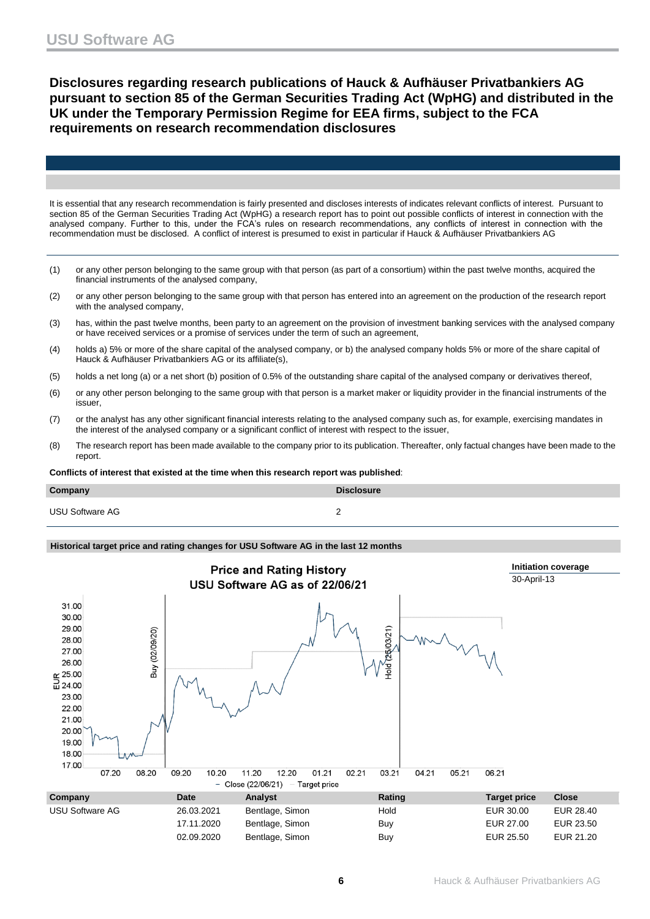## Disclosures regarding research publications of Hauck & Aufhäuser Privatbankiers AG pursuant to section 85 of the German Securities Trading Act (WpHG) and distributed in the UK under the Temporary Permission Regime for EEA firms, subject to the FCA requirements on research recommendation disclosures

It is essential that any research recommendation is fairly presented and discloses interests of indicates relevant conflicts of interest. Pursuant to section 85 of the German Securities Trading Act (WpHG) a research report has to point out possible conflicts of interest in connection with the analysed company. Further to this, under the FCA's rules on research recommendations, any conflicts of interest in connection with the recommendation must be disclosed. A conflict of interest is presumed to exist in particular if Hauck & Aufhäuser Privatbankiers AG

(1) or any other person belonging to the same group with that person (as part of a consortium) within the past twelve months, acquired the financial instruments of the analysed company,

(2) or any other person belonging to the same group with that person has entered into an agreement on the production of the research report with the analysed company,

(3) has, within the past twelve months, been party to an agreement on the provision of investment banking services with the analysed company or have received services or a promise of services under the term of such an agreement,

(4) holds a) 5% or more of the share capital of the analysed company, or b) the analysed company holds 5% or more of the share capital of Hauck & Aufhäuser Privatbankiers AG or its affiliate(s),

(5) holds a net long (a) or a net short (b) position of 0.5% of the outstanding share capital of the analysed company or derivatives thereof,

(6) or any other person belonging to the same group with that person is a market maker or liquidity provider in the financial instruments of the issuer,

(7) or the analyst has any other significant financial interests relating to the analysed company such as, for example, exercising mandates in the interest of the analysed company or a significant conflict of interest with respect to the issuer,

(8) The research report has been made available to the company prior to its publication. Thereafter, only factual changes have been made to the report.

**Conflicts of interest that existed at the time when this research report was published**:

| Company | Disclosure |
|---|---|
| USU Software AG | 2 |

**Historical target price and rating changes for USU Software AG in the last 12 months**

**Price and Rating History**
**USU Software AG as of 22/06/21**

**Initiation coverage**
30-April-13

| Company | Date | Analyst | Rating | Target price | Close |
|---|---|---|---|---|---|
| USU Software AG | 26.03.2021 | Bentlage, Simon | Hold | EUR 30.00 | EUR 28.40 |
| | 17.11.2020 | Bentlage, Simon | Buy | EUR 27.00 | EUR 23.50 |
| | 02.09.2020 | Bentlage, Simon | Buy | EUR 25.50 | EUR 21.20 |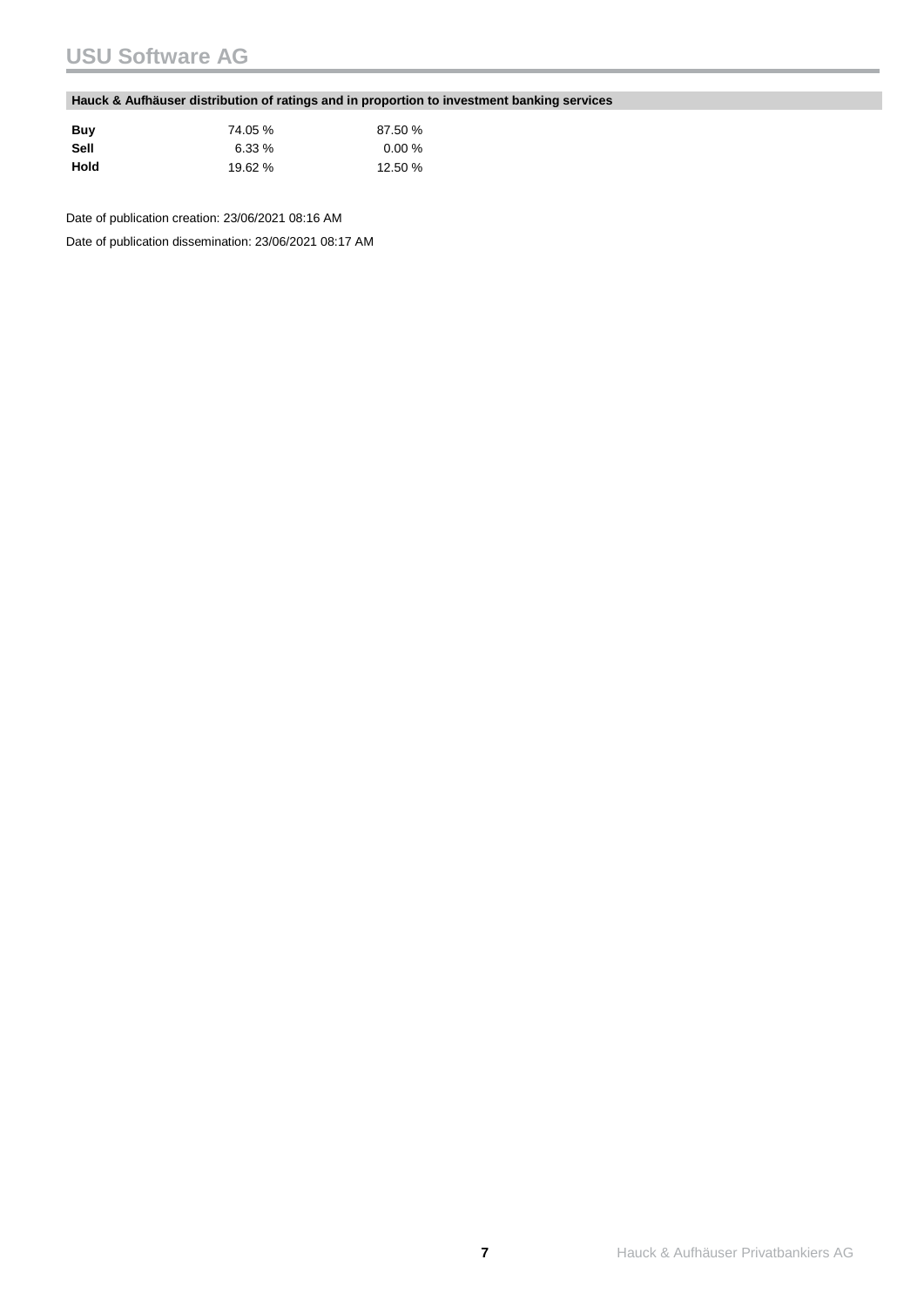**Hauck & Aufhäuser distribution of ratings and in proportion to investment banking services**

| | | |
|---|---|---|
| **Buy** | 74.05 % | 87.50 % |
| **Sell** | 6.33 % | 0.00 % |
| **Hold** | 19.62 % | 12.50 % |

Date of publication creation: 23/06/2021 08:16 AM

Date of publication dissemination: 23/06/2021 08:17 AM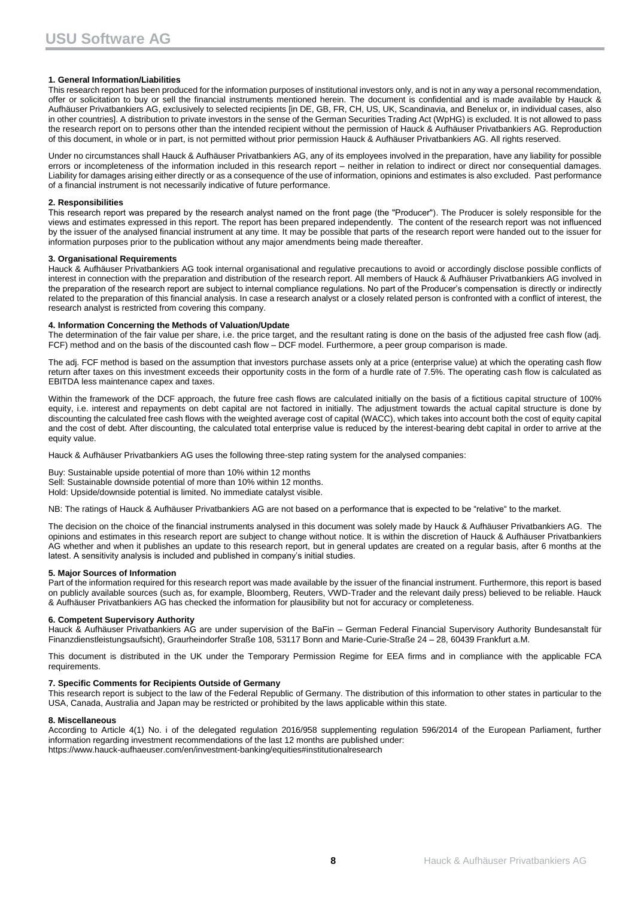**1. General Information/Liabilities**

This research report has been produced for the information purposes of institutional investors only, and is not in any way a personal recommendation, offer or solicitation to buy or sell the financial instruments mentioned herein. The document is confidential and is made available by Hauck & Aufhäuser Privatbankiers AG, exclusively to selected recipients [in DE, GB, FR, CH, US, UK, Scandinavia, and Benelux or, in individual cases, also in other countries]. A distribution to private investors in the sense of the German Securities Trading Act (WpHG) is excluded. It is not allowed to pass the research report on to persons other than the intended recipient without the permission of Hauck & Aufhäuser Privatbankiers AG. Reproduction of this document, in whole or in part, is not permitted without prior permission Hauck & Aufhäuser Privatbankiers AG. All rights reserved.

Under no circumstances shall Hauck & Aufhäuser Privatbankiers AG, any of its employees involved in the preparation, have any liability for possible errors or incompleteness of the information included in this research report – neither in relation to indirect or direct nor consequential damages. Liability for damages arising either directly or as a consequence of the use of information, opinions and estimates is also excluded. Past performance of a financial instrument is not necessarily indicative of future performance.

**2. Responsibilities**

This research report was prepared by the research analyst named on the front page (the "Producer"). The Producer is solely responsible for the views and estimates expressed in this report. The report has been prepared independently. The content of the research report was not influenced by the issuer of the analysed financial instrument at any time. It may be possible that parts of the research report were handed out to the issuer for information purposes prior to the publication without any major amendments being made thereafter.

**3. Organisational Requirements**

Hauck & Aufhäuser Privatbankiers AG took internal organisational and regulative precautions to avoid or accordingly disclose possible conflicts of interest in connection with the preparation and distribution of the research report. All members of Hauck & Aufhäuser Privatbankiers AG involved in the preparation of the research report are subject to internal compliance regulations. No part of the Producer's compensation is directly or indirectly related to the preparation of this financial analysis. In case a research analyst or a closely related person is confronted with a conflict of interest, the research analyst is restricted from covering this company.

**4. Information Concerning the Methods of Valuation/Update**

The determination of the fair value per share, i.e. the price target, and the resultant rating is done on the basis of the adjusted free cash flow (adj. FCF) method and on the basis of the discounted cash flow – DCF model. Furthermore, a peer group comparison is made.

The adj. FCF method is based on the assumption that investors purchase assets only at a price (enterprise value) at which the operating cash flow return after taxes on this investment exceeds their opportunity costs in the form of a hurdle rate of 7.5%. The operating cash flow is calculated as EBITDA less maintenance capex and taxes.

Within the framework of the DCF approach, the future free cash flows are calculated initially on the basis of a fictitious capital structure of 100% equity, i.e. interest and repayments on debt capital are not factored in initially. The adjustment towards the actual capital structure is done by discounting the calculated free cash flows with the weighted average cost of capital (WACC), which takes into account both the cost of equity capital and the cost of debt. After discounting, the calculated total enterprise value is reduced by the interest-bearing debt capital in order to arrive at the equity value.

Hauck & Aufhäuser Privatbankiers AG uses the following three-step rating system for the analysed companies:

Buy: Sustainable upside potential of more than 10% within 12 months
Sell: Sustainable downside potential of more than 10% within 12 months.
Hold: Upside/downside potential is limited. No immediate catalyst visible.

NB: The ratings of Hauck & Aufhäuser Privatbankiers AG are not based on a performance that is expected to be "relative" to the market.

The decision on the choice of the financial instruments analysed in this document was solely made by Hauck & Aufhäuser Privatbankiers AG. The opinions and estimates in this research report are subject to change without notice. It is within the discretion of Hauck & Aufhäuser Privatbankiers AG whether and when it publishes an update to this research report, but in general updates are created on a regular basis, after 6 months at the latest. A sensitivity analysis is included and published in company's initial studies.

**5. Major Sources of Information**

Part of the information required for this research report was made available by the issuer of the financial instrument. Furthermore, this report is based on publicly available sources (such as, for example, Bloomberg, Reuters, VWD-Trader and the relevant daily press) believed to be reliable. Hauck & Aufhäuser Privatbankiers AG has checked the information for plausibility but not for accuracy or completeness.

**6. Competent Supervisory Authority**

Hauck & Aufhäuser Privatbankiers AG are under supervision of the BaFin – German Federal Financial Supervisory Authority Bundesanstalt für Finanzdienstleistungsaufsicht), Graurheindorfer Straße 108, 53117 Bonn and Marie-Curie-Straße 24 – 28, 60439 Frankfurt a.M.

This document is distributed in the UK under the Temporary Permission Regime for EEA firms and in compliance with the applicable FCA requirements.

**7. Specific Comments for Recipients Outside of Germany**

This research report is subject to the law of the Federal Republic of Germany. The distribution of this information to other states in particular to the USA, Canada, Australia and Japan may be restricted or prohibited by the laws applicable within this state.

**8. Miscellaneous**

According to Article 4(1) No. i of the delegated regulation 2016/958 supplementing regulation 596/2014 of the European Parliament, further information regarding investment recommendations of the last 12 months are published under:
https://www.hauck-aufhaeuser.com/en/investment-banking/equities#institutionalresearch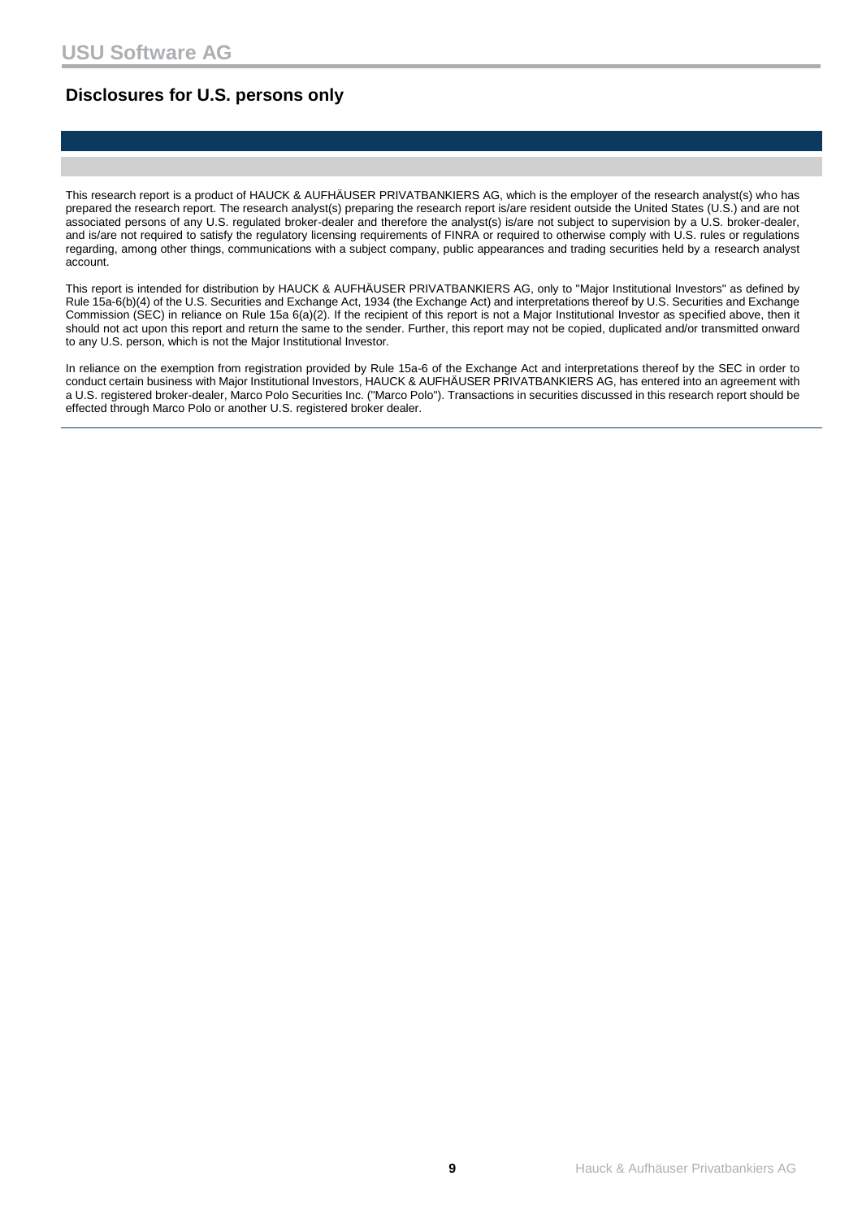## Disclosures for U.S. persons only

This research report is a product of HAUCK & AUFHÄUSER PRIVATBANKIERS AG, which is the employer of the research analyst(s) who has prepared the research report. The research analyst(s) preparing the research report is/are resident outside the United States (U.S.) and are not associated persons of any U.S. regulated broker-dealer and therefore the analyst(s) is/are not subject to supervision by a U.S. broker-dealer, and is/are not required to satisfy the regulatory licensing requirements of FINRA or required to otherwise comply with U.S. rules or regulations regarding, among other things, communications with a subject company, public appearances and trading securities held by a research analyst account.

This report is intended for distribution by HAUCK & AUFHÄUSER PRIVATBANKIERS AG, only to "Major Institutional Investors" as defined by Rule 15a-6(b)(4) of the U.S. Securities and Exchange Act, 1934 (the Exchange Act) and interpretations thereof by U.S. Securities and Exchange Commission (SEC) in reliance on Rule 15a 6(a)(2). If the recipient of this report is not a Major Institutional Investor as specified above, then it should not act upon this report and return the same to the sender. Further, this report may not be copied, duplicated and/or transmitted onward to any U.S. person, which is not the Major Institutional Investor.

In reliance on the exemption from registration provided by Rule 15a-6 of the Exchange Act and interpretations thereof by the SEC in order to conduct certain business with Major Institutional Investors, HAUCK & AUFHÄUSER PRIVATBANKIERS AG, has entered into an agreement with a U.S. registered broker-dealer, Marco Polo Securities Inc. ("Marco Polo"). Transactions in securities discussed in this research report should be effected through Marco Polo or another U.S. registered broker dealer.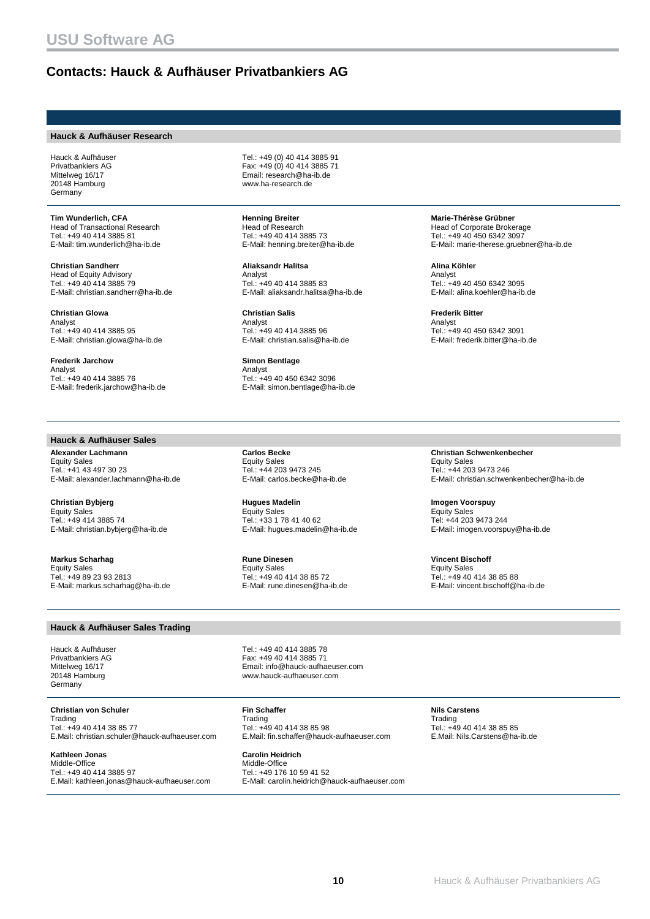## Contacts: Hauck & Aufhäuser Privatbankiers AG

### Hauck & Aufhäuser Research

Hauck & Aufhäuser
Privatbankiers AG
Mittelweg 16/17
20148 Hamburg
Germany

Tel.: +49 (0) 40 414 3885 91
Fax: +49 (0) 40 414 3885 71
Email: research@ha-ib.de
www.ha-research.de

**Tim Wunderlich, CFA**
Head of Transactional Research
Tel.: +49 40 414 3885 81
E-Mail: tim.wunderlich@ha-ib.de

**Christian Sandherr**
Head of Equity Advisory
Tel.: +49 40 414 3885 79
E-Mail: christian.sandherr@ha-ib.de

**Christian Glowa**
Analyst
Tel.: +49 40 414 3885 95
E-Mail: christian.glowa@ha-ib.de

**Frederik Jarchow**
Analyst
Tel.: +49 40 414 3885 76
E-Mail: frederik.jarchow@ha-ib.de

**Henning Breiter**
Head of Research
Tel.: +49 40 414 3885 73
E-Mail: henning.breiter@ha-ib.de

**Aliaksandr Halitsa**
Analyst
Tel.: +49 40 414 3885 83
E-Mail: aliaksandr.halitsa@ha-ib.de

**Christian Salis**
Analyst
Tel.: +49 40 414 3885 96
E-Mail: christian.salis@ha-ib.de

**Simon Bentlage**
Analyst
Tel.: +49 40 450 6342 3096
E-Mail: simon.bentlage@ha-ib.de

**Marie-Thérèse Grübner**
Head of Corporate Brokerage
Tel.: +49 40 450 6342 3097
E-Mail: marie-therese.gruebner@ha-ib.de

**Alina Köhler**
Analyst
Tel.: +49 40 450 6342 3095
E-Mail: alina.koehler@ha-ib.de

**Frederik Bitter**
Analyst
Tel.: +49 40 450 6342 3091
E-Mail: frederik.bitter@ha-ib.de

### Hauck & Aufhäuser Sales

**Alexander Lachmann**
Equity Sales
Tel.: +41 43 497 30 23
E-Mail: alexander.lachmann@ha-ib.de

**Christian Bybjerg**
Equity Sales
Tel.: +49 414 3885 74
E-Mail: christian.bybjerg@ha-ib.de

**Markus Scharhag**
Equity Sales
Tel.: +49 89 23 93 2813
E-Mail: markus.scharhag@ha-ib.de

**Carlos Becke**
Equity Sales
Tel.: +44 203 9473 245
E-Mail: carlos.becke@ha-ib.de

**Hugues Madelin**
Equity Sales
Tel.: +33 1 78 41 40 62
E-Mail: hugues.madelin@ha-ib.de

**Rune Dinesen**
Equity Sales
Tel.: +49 40 414 38 85 72
E-Mail: rune.dinesen@ha-ib.de

**Christian Schwenkenbecher**
Equity Sales
Tel.: +44 203 9473 246
E-Mail: christian.schwenkenbecher@ha-ib.de

**Imogen Voorspuy**
Equity Sales
Tel: +44 203 9473 244
E-Mail: imogen.voorspuy@ha-ib.de

**Vincent Bischoff**
Equity Sales
Tel.: +49 40 414 38 85 88
E-Mail: vincent.bischoff@ha-ib.de

### Hauck & Aufhäuser Sales Trading

Hauck & Aufhäuser
Privatbankiers AG
Mittelweg 16/17
20148 Hamburg
Germany

Tel.: +49 40 414 3885 78
Fax: +49 40 414 3885 71
Email: info@hauck-aufhaeuser.com
www.hauck-aufhaeuser.com

**Christian von Schuler**
Trading
Tel.: +49 40 414 38 85 77
E.Mail: christian.schuler@hauck-aufhaeuser.com

**Kathleen Jonas**
Middle-Office
Tel.: +49 40 414 3885 97
E.Mail: kathleen.jonas@hauck-aufhaeuser.com

**Fin Schaffer**
Trading
Tel.: +49 40 414 38 85 98
E.Mail: fin.schaffer@hauck-aufhaeuser.com

**Carolin Heidrich**
Middle-Office
Tel.: +49 176 10 59 41 52
E-Mail: carolin.heidrich@hauck-aufhaeuser.com

**Nils Carstens**
Trading
Tel.: +49 40 414 38 85 85
E.Mail: Nils.Carstens@ha-ib.de